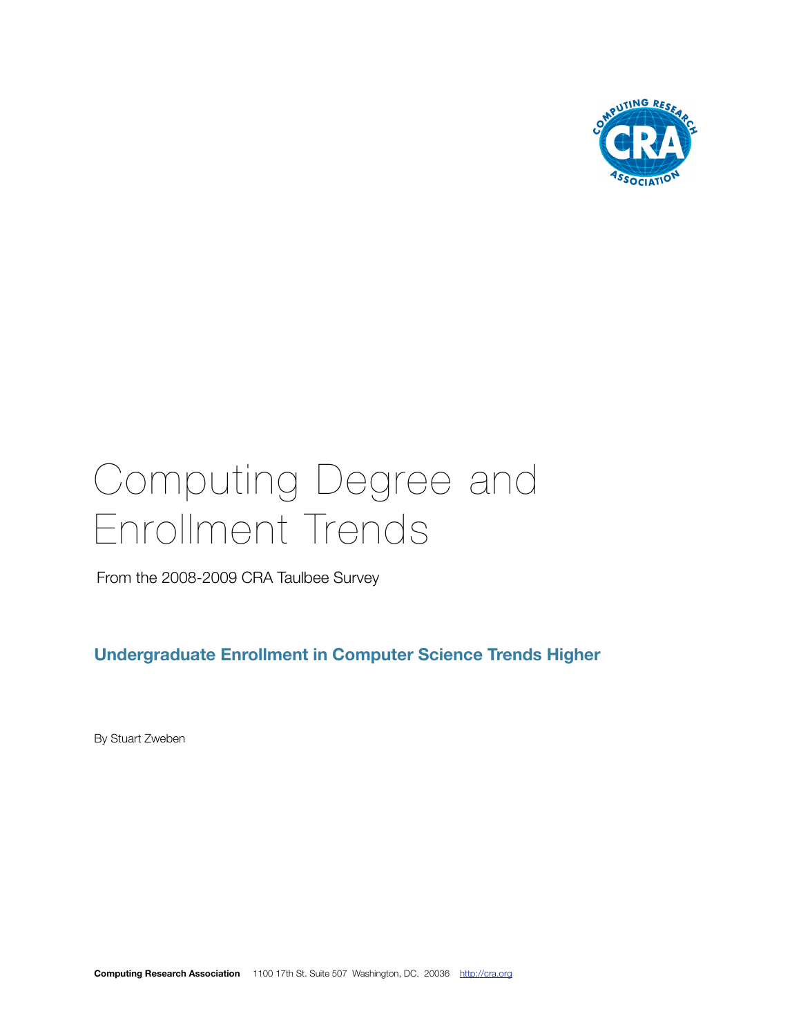# Computing Degree and Enrollment Trends

From the 2008-2009 CRA Taulbee Survey

## Undergraduate Enrollment in Computer Science Trends Higher

By Stuart Zweben

**Computing Research Association** 1100 17th St. Suite 507 Washington, DC. 20036 http://cra.org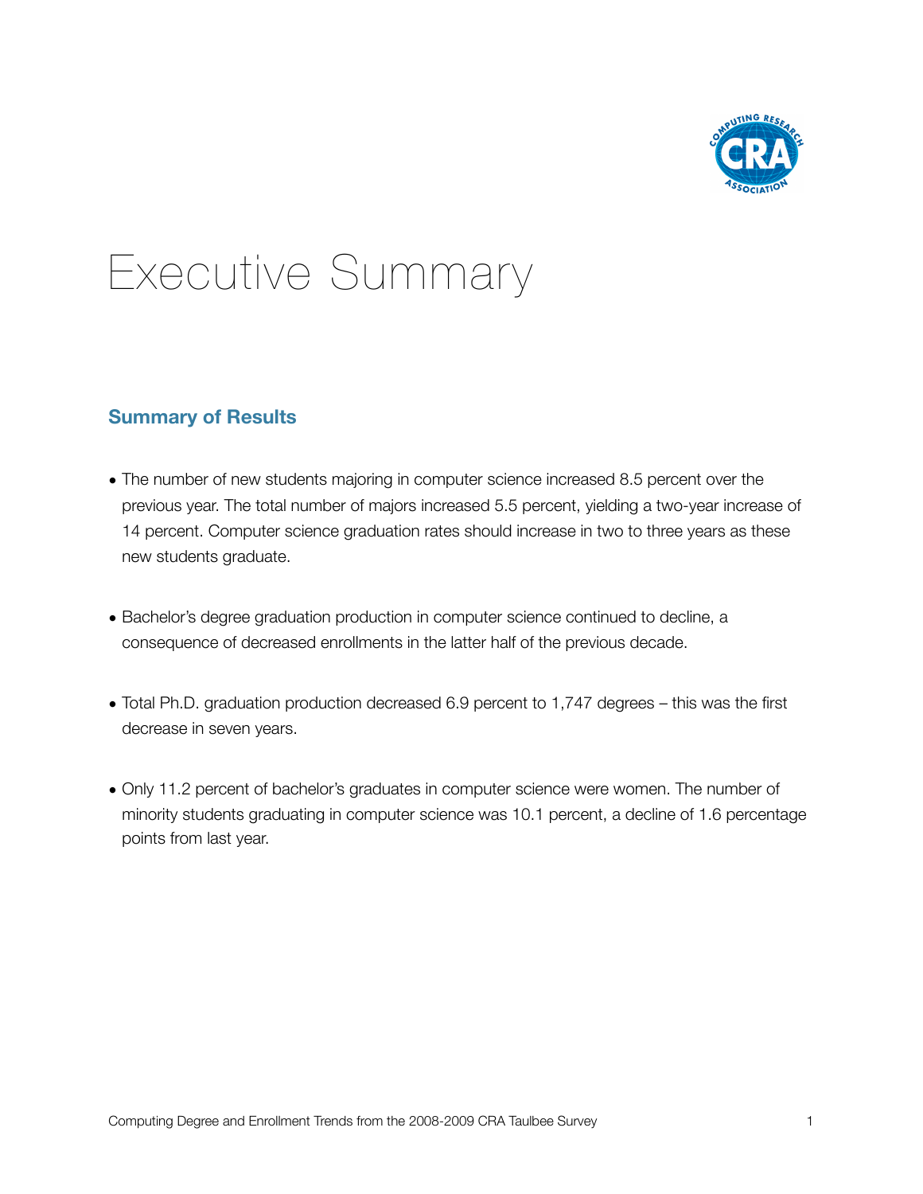# Executive Summary

## Summary of Results

- The number of new students majoring in computer science increased 8.5 percent over the previous year. The total number of majors increased 5.5 percent, yielding a two-year increase of 14 percent. Computer science graduation rates should increase in two to three years as these new students graduate.

- Bachelor's degree graduation production in computer science continued to decline, a consequence of decreased enrollments in the latter half of the previous decade.

- Total Ph.D. graduation production decreased 6.9 percent to 1,747 degrees – this was the first decrease in seven years.

- Only 11.2 percent of bachelor's graduates in computer science were women. The number of minority students graduating in computer science was 10.1 percent, a decline of 1.6 percentage points from last year.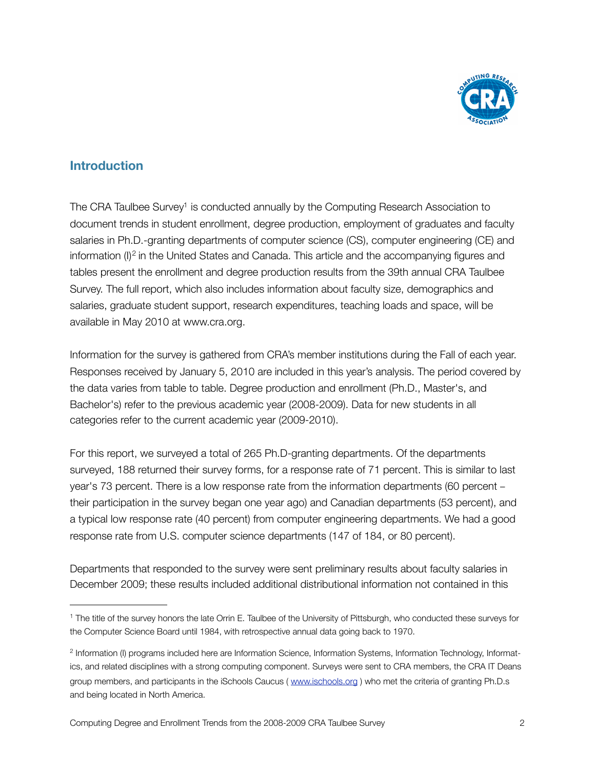## Introduction

The CRA Taulbee Survey[1] is conducted annually by the Computing Research Association to document trends in student enrollment, degree production, employment of graduates and faculty salaries in Ph.D.-granting departments of computer science (CS), computer engineering (CE) and information (I)[2] in the United States and Canada. This article and the accompanying figures and tables present the enrollment and degree production results from the 39th annual CRA Taulbee Survey. The full report, which also includes information about faculty size, demographics and salaries, graduate student support, research expenditures, teaching loads and space, will be available in May 2010 at www.cra.org.

Information for the survey is gathered from CRA's member institutions during the Fall of each year. Responses received by January 5, 2010 are included in this year's analysis. The period covered by the data varies from table to table. Degree production and enrollment (Ph.D., Master's, and Bachelor's) refer to the previous academic year (2008-2009). Data for new students in all categories refer to the current academic year (2009-2010).

For this report, we surveyed a total of 265 Ph.D-granting departments. Of the departments surveyed, 188 returned their survey forms, for a response rate of 71 percent. This is similar to last year's 73 percent. There is a low response rate from the information departments (60 percent – their participation in the survey began one year ago) and Canadian departments (53 percent), and a typical low response rate (40 percent) from computer engineering departments. We had a good response rate from U.S. computer science departments (147 of 184, or 80 percent).

Departments that responded to the survey were sent preliminary results about faculty salaries in December 2009; these results included additional distributional information not contained in this

---

[1] The title of the survey honors the late Orrin E. Taulbee of the University of Pittsburgh, who conducted these surveys for the Computer Science Board until 1984, with retrospective annual data going back to 1970.

[2] Information (I) programs included here are Information Science, Information Systems, Information Technology, Informatics, and related disciplines with a strong computing component. Surveys were sent to CRA members, the CRA IT Deans group members, and participants in the iSchools Caucus ( www.ischools.org ) who met the criteria of granting Ph.D.s and being located in North America.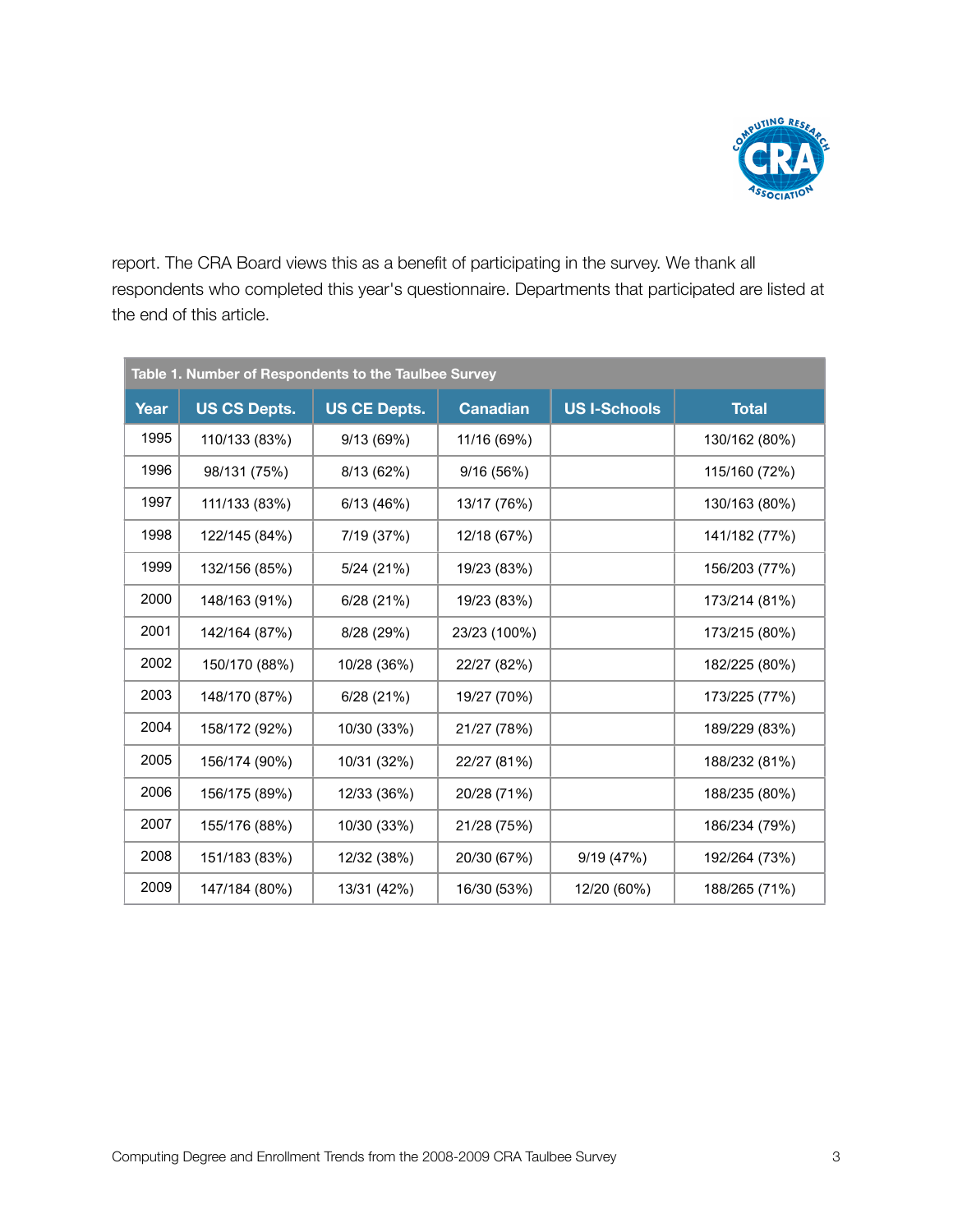report. The CRA Board views this as a benefit of participating in the survey. We thank all respondents who completed this year's questionnaire. Departments that participated are listed at the end of this article.

**Table 1. Number of Respondents to the Taulbee Survey**

| Year | US CS Depts. | US CE Depts. | Canadian | US I-Schools | Total |
|---|---|---|---|---|---|
| 1995 | 110/133 (83%) | 9/13 (69%) | 11/16 (69%) | | 130/162 (80%) |
| 1996 | 98/131 (75%) | 8/13 (62%) | 9/16 (56%) | | 115/160 (72%) |
| 1997 | 111/133 (83%) | 6/13 (46%) | 13/17 (76%) | | 130/163 (80%) |
| 1998 | 122/145 (84%) | 7/19 (37%) | 12/18 (67%) | | 141/182 (77%) |
| 1999 | 132/156 (85%) | 5/24 (21%) | 19/23 (83%) | | 156/203 (77%) |
| 2000 | 148/163 (91%) | 6/28 (21%) | 19/23 (83%) | | 173/214 (81%) |
| 2001 | 142/164 (87%) | 8/28 (29%) | 23/23 (100%) | | 173/215 (80%) |
| 2002 | 150/170 (88%) | 10/28 (36%) | 22/27 (82%) | | 182/225 (80%) |
| 2003 | 148/170 (87%) | 6/28 (21%) | 19/27 (70%) | | 173/225 (77%) |
| 2004 | 158/172 (92%) | 10/30 (33%) | 21/27 (78%) | | 189/229 (83%) |
| 2005 | 156/174 (90%) | 10/31 (32%) | 22/27 (81%) | | 188/232 (81%) |
| 2006 | 156/175 (89%) | 12/33 (36%) | 20/28 (71%) | | 188/235 (80%) |
| 2007 | 155/176 (88%) | 10/30 (33%) | 21/28 (75%) | | 186/234 (79%) |
| 2008 | 151/183 (83%) | 12/32 (38%) | 20/30 (67%) | 9/19 (47%) | 192/264 (73%) |
| 2009 | 147/184 (80%) | 13/31 (42%) | 16/30 (53%) | 12/20 (60%) | 188/265 (71%) |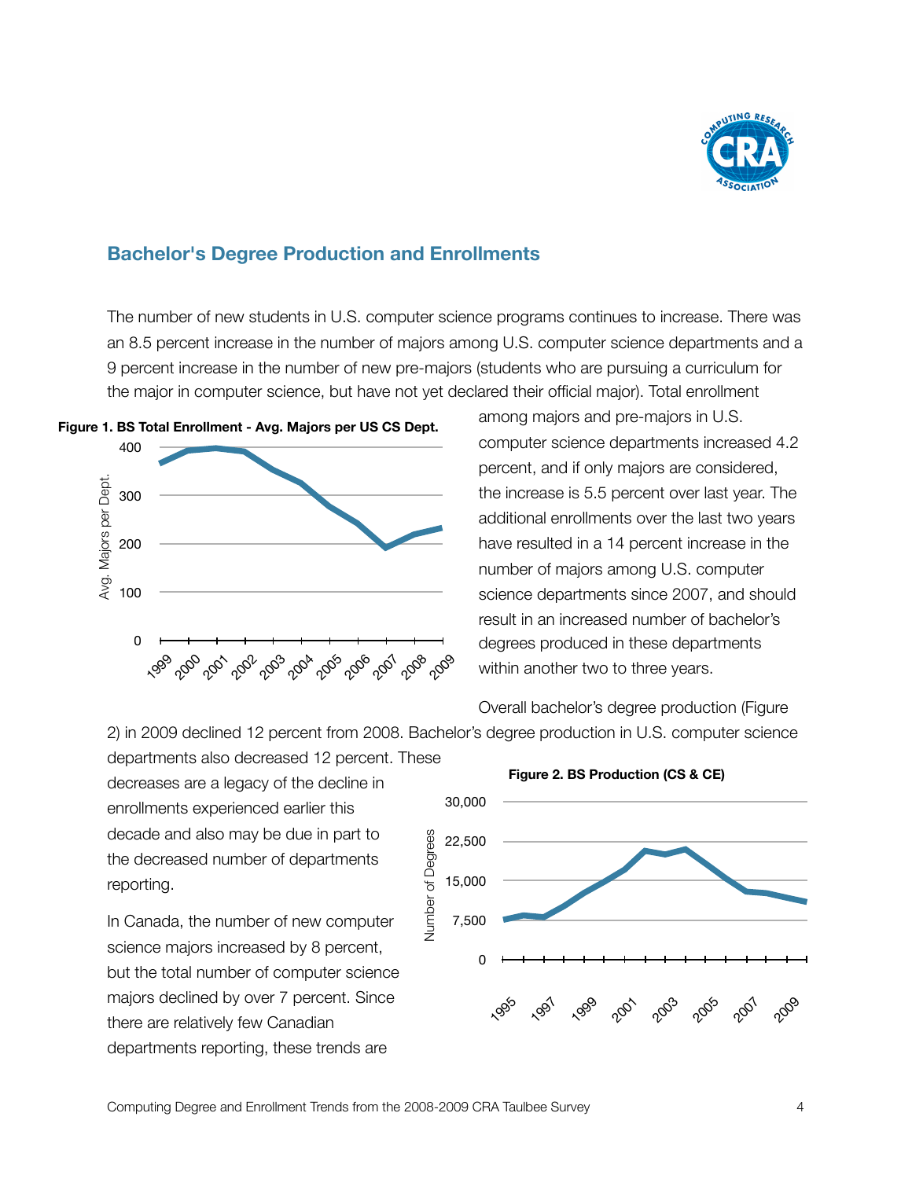## Bachelor's Degree Production and Enrollments

The number of new students in U.S. computer science programs continues to increase. There was an 8.5 percent increase in the number of majors among U.S. computer science departments and a 9 percent increase in the number of new pre-majors (students who are pursuing a curriculum for the major in computer science, but have not yet declared their official major). Total enrollment among majors and pre-majors in U.S. computer science departments increased 4.2 percent, and if only majors are considered, the increase is 5.5 percent over last year. The additional enrollments over the last two years have resulted in a 14 percent increase in the number of majors among U.S. computer science departments since 2007, and should result in an increased number of bachelor's degrees produced in these departments within another two to three years.

**Figure 1. BS Total Enrollment - Avg. Majors per US CS Dept.**

Overall bachelor's degree production (Figure 2) in 2009 declined 12 percent from 2008. Bachelor's degree production in U.S. computer science departments also decreased 12 percent. These decreases are a legacy of the decline in enrollments experienced earlier this decade and also may be due in part to the decreased number of departments reporting.

**Figure 2. BS Production (CS & CE)**

In Canada, the number of new computer science majors increased by 8 percent, but the total number of computer science majors declined by over 7 percent. Since there are relatively few Canadian departments reporting, these trends are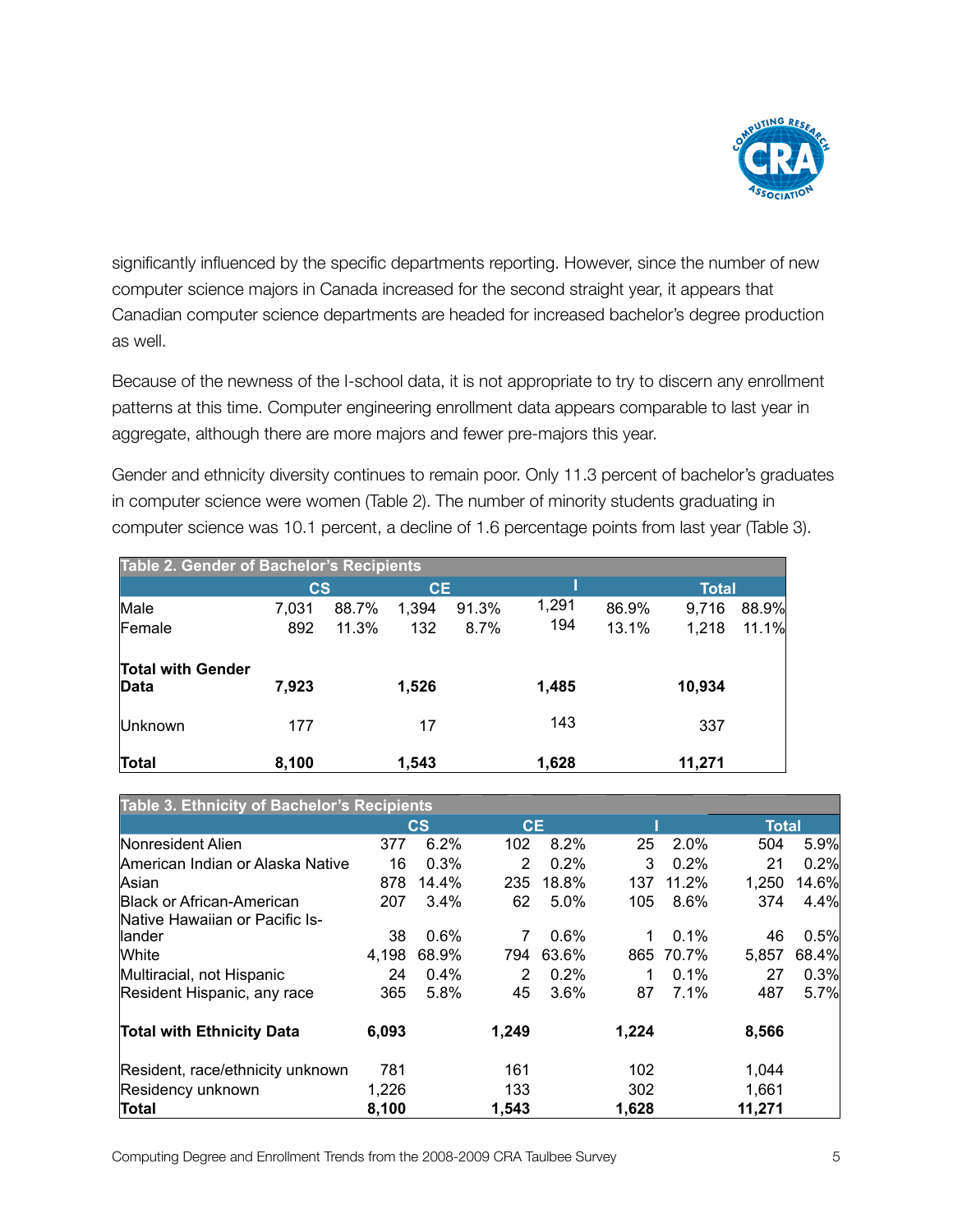significantly influenced by the specific departments reporting. However, since the number of new computer science majors in Canada increased for the second straight year, it appears that Canadian computer science departments are headed for increased bachelor's degree production as well.

Because of the newness of the I-school data, it is not appropriate to try to discern any enrollment patterns at this time. Computer engineering enrollment data appears comparable to last year in aggregate, although there are more majors and fewer pre-majors this year.

Gender and ethnicity diversity continues to remain poor. Only 11.3 percent of bachelor's graduates in computer science were women (Table 2). The number of minority students graduating in computer science was 10.1 percent, a decline of 1.6 percentage points from last year (Table 3).

**Table 2. Gender of Bachelor's Recipients**

| | CS | | CE | | I | | Total | |
|---|---|---|---|---|---|---|---|---|
| Male | 7,031 | 88.7% | 1,394 | 91.3% | 1,291 | 86.9% | 9,716 | 88.9% |
| Female | 892 | 11.3% | 132 | 8.7% | 194 | 13.1% | 1,218 | 11.1% |
| **Total with Gender Data** | **7,923** | | **1,526** | | **1,485** | | **10,934** | |
| Unknown | 177 | | 17 | | 143 | | 337 | |
| **Total** | **8,100** | | **1,543** | | **1,628** | | **11,271** | |

**Table 3. Ethnicity of Bachelor's Recipients**

| | CS | | CE | | I | | Total | |
|---|---|---|---|---|---|---|---|---|
| Nonresident Alien | 377 | 6.2% | 102 | 8.2% | 25 | 2.0% | 504 | 5.9% |
| American Indian or Alaska Native | 16 | 0.3% | 2 | 0.2% | 3 | 0.2% | 21 | 0.2% |
| Asian | 878 | 14.4% | 235 | 18.8% | 137 | 11.2% | 1,250 | 14.6% |
| Black or African-American | 207 | 3.4% | 62 | 5.0% | 105 | 8.6% | 374 | 4.4% |
| Native Hawaiian or Pacific Islander | 38 | 0.6% | 7 | 0.6% | 1 | 0.1% | 46 | 0.5% |
| White | 4,198 | 68.9% | 794 | 63.6% | 865 | 70.7% | 5,857 | 68.4% |
| Multiracial, not Hispanic | 24 | 0.4% | 2 | 0.2% | 1 | 0.1% | 27 | 0.3% |
| Resident Hispanic, any race | 365 | 5.8% | 45 | 3.6% | 87 | 7.1% | 487 | 5.7% |
| **Total with Ethnicity Data** | **6,093** | | **1,249** | | **1,224** | | **8,566** | |
| Resident, race/ethnicity unknown | 781 | | 161 | | 102 | | 1,044 | |
| Residency unknown | 1,226 | | 133 | | 302 | | 1,661 | |
| **Total** | **8,100** | | **1,543** | | **1,628** | | **11,271** | |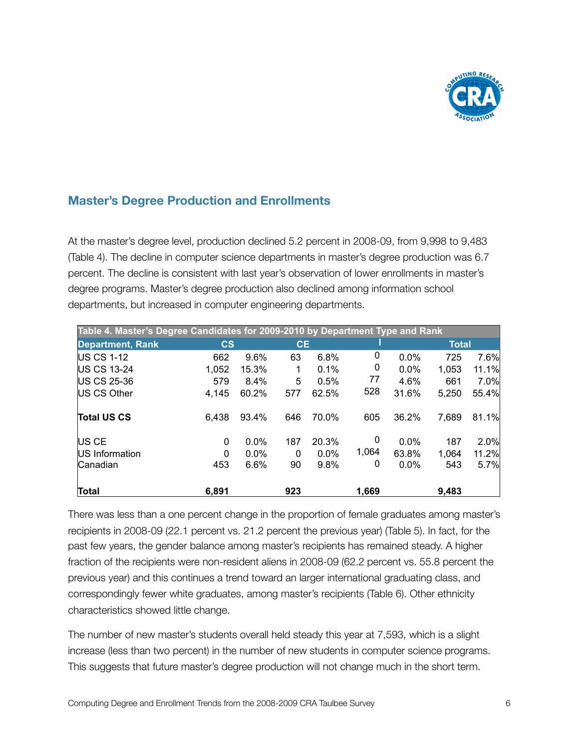## Master's Degree Production and Enrollments

At the master's degree level, production declined 5.2 percent in 2008-09, from 9,998 to 9,483 (Table 4). The decline in computer science departments in master's degree production was 6.7 percent. The decline is consistent with last year's observation of lower enrollments in master's degree programs. Master's degree production also declined among information school departments, but increased in computer engineering departments.

| Table 4. Master's Degree Candidates for 2009-2010 by Department Type and Rank | | | | | | | | |
|---|---|---|---|---|---|---|---|---|
| **Department, Rank** | **CS** | | **CE** | | **I** | | **Total** | |
| US CS 1-12 | 662 | 9.6% | 63 | 6.8% | 0 | 0.0% | 725 | 7.6% |
| US CS 13-24 | 1,052 | 15.3% | 1 | 0.1% | 0 | 0.0% | 1,053 | 11.1% |
| US CS 25-36 | 579 | 8.4% | 5 | 0.5% | 77 | 4.6% | 661 | 7.0% |
| US CS Other | 4,145 | 60.2% | 577 | 62.5% | 528 | 31.6% | 5,250 | 55.4% |
| **Total US CS** | 6,438 | 93.4% | 646 | 70.0% | 605 | 36.2% | 7,689 | 81.1% |
| US CE | 0 | 0.0% | 187 | 20.3% | 0 | 0.0% | 187 | 2.0% |
| US Information | 0 | 0.0% | 0 | 0.0% | 1,064 | 63.8% | 1,064 | 11.2% |
| Canadian | 453 | 6.6% | 90 | 9.8% | 0 | 0.0% | 543 | 5.7% |
| **Total** | **6,891** | | **923** | | **1,669** | | **9,483** | |

There was less than a one percent change in the proportion of female graduates among master's recipients in 2008-09 (22.1 percent vs. 21.2 percent the previous year) (Table 5). In fact, for the past few years, the gender balance among master's recipients has remained steady. A higher fraction of the recipients were non-resident aliens in 2008-09 (62.2 percent vs. 55.8 percent the previous year) and this continues a trend toward an larger international graduating class, and correspondingly fewer white graduates, among master's recipients (Table 6). Other ethnicity characteristics showed little change.

The number of new master's students overall held steady this year at 7,593, which is a slight increase (less than two percent) in the number of new students in computer science programs. This suggests that future master's degree production will not change much in the short term.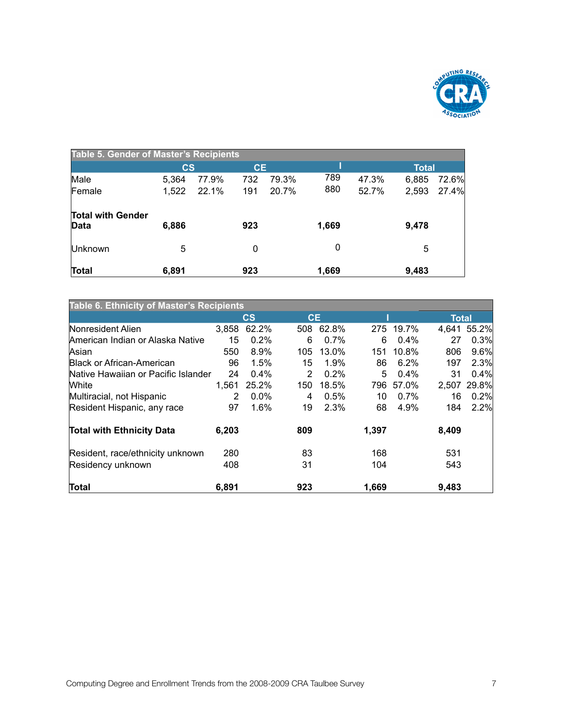**Table 5. Gender of Master's Recipients**

| | CS | | CE | | I | | Total | |
|---|---|---|---|---|---|---|---|---|
| Male | 5,364 | 77.9% | 732 | 79.3% | 789 | 47.3% | 6,885 | 72.6% |
| Female | 1,522 | 22.1% | 191 | 20.7% | 880 | 52.7% | 2,593 | 27.4% |
| **Total with Gender Data** | **6,886** | | **923** | | **1,669** | | **9,478** | |
| Unknown | 5 | | 0 | | 0 | | 5 | |
| **Total** | **6,891** | | **923** | | **1,669** | | **9,483** | |

**Table 6. Ethnicity of Master's Recipients**

| | CS | | CE | | I | | Total | |
|---|---|---|---|---|---|---|---|---|
| Nonresident Alien | 3,858 | 62.2% | 508 | 62.8% | 275 | 19.7% | 4,641 | 55.2% |
| American Indian or Alaska Native | 15 | 0.2% | 6 | 0.7% | 6 | 0.4% | 27 | 0.3% |
| Asian | 550 | 8.9% | 105 | 13.0% | 151 | 10.8% | 806 | 9.6% |
| Black or African-American | 96 | 1.5% | 15 | 1.9% | 86 | 6.2% | 197 | 2.3% |
| Native Hawaiian or Pacific Islander | 24 | 0.4% | 2 | 0.2% | 5 | 0.4% | 31 | 0.4% |
| White | 1,561 | 25.2% | 150 | 18.5% | 796 | 57.0% | 2,507 | 29.8% |
| Multiracial, not Hispanic | 2 | 0.0% | 4 | 0.5% | 10 | 0.7% | 16 | 0.2% |
| Resident Hispanic, any race | 97 | 1.6% | 19 | 2.3% | 68 | 4.9% | 184 | 2.2% |
| **Total with Ethnicity Data** | **6,203** | | **809** | | **1,397** | | **8,409** | |
| Resident, race/ethnicity unknown | 280 | | 83 | | 168 | | 531 | |
| Residency unknown | 408 | | 31 | | 104 | | 543 | |
| **Total** | **6,891** | | **923** | | **1,669** | | **9,483** | |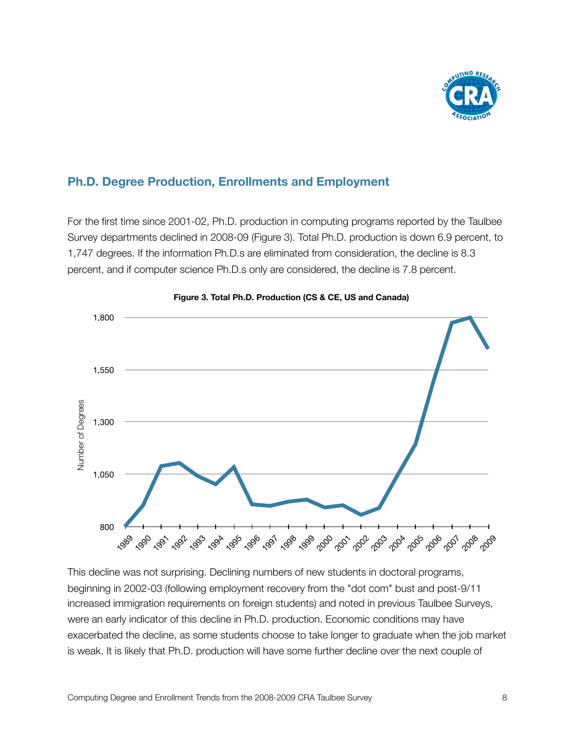## Ph.D. Degree Production, Enrollments and Employment

For the first time since 2001-02, Ph.D. production in computing programs reported by the Taulbee Survey departments declined in 2008-09 (Figure 3). Total Ph.D. production is down 6.9 percent, to 1,747 degrees. If the information Ph.D.s are eliminated from consideration, the decline is 8.3 percent, and if computer science Ph.D.s only are considered, the decline is 7.8 percent.

**Figure 3. Total Ph.D. Production (CS & CE, US and Canada)**

This decline was not surprising. Declining numbers of new students in doctoral programs, beginning in 2002-03 (following employment recovery from the "dot com" bust and post-9/11 increased immigration requirements on foreign students) and noted in previous Taulbee Surveys, were an early indicator of this decline in Ph.D. production. Economic conditions may have exacerbated the decline, as some students choose to take longer to graduate when the job market is weak. It is likely that Ph.D. production will have some further decline over the next couple of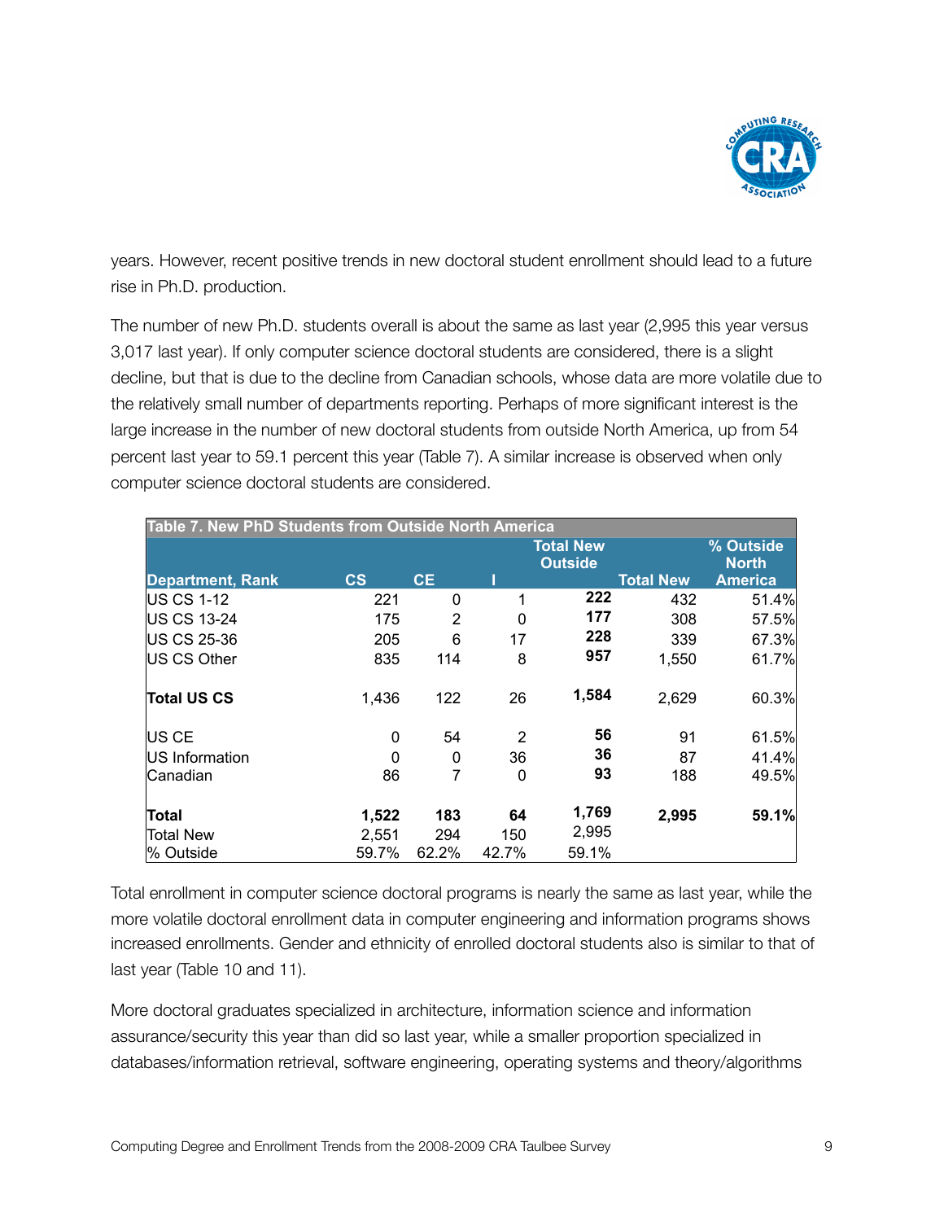years. However, recent positive trends in new doctoral student enrollment should lead to a future rise in Ph.D. production.

The number of new Ph.D. students overall is about the same as last year (2,995 this year versus 3,017 last year). If only computer science doctoral students are considered, there is a slight decline, but that is due to the decline from Canadian schools, whose data are more volatile due to the relatively small number of departments reporting. Perhaps of more significant interest is the large increase in the number of new doctoral students from outside North America, up from 54 percent last year to 59.1 percent this year (Table 7). A similar increase is observed when only computer science doctoral students are considered.

**Table 7. New PhD Students from Outside North America**

| Department, Rank | CS | CE | I | Total New Outside | Total New | % Outside North America |
|---|---|---|---|---|---|---|
| US CS 1-12 | 221 | 0 | 1 | **222** | 432 | 51.4% |
| US CS 13-24 | 175 | 2 | 0 | **177** | 308 | 57.5% |
| US CS 25-36 | 205 | 6 | 17 | **228** | 339 | 67.3% |
| US CS Other | 835 | 114 | 8 | **957** | 1,550 | 61.7% |
| **Total US CS** | 1,436 | 122 | 26 | **1,584** | 2,629 | 60.3% |
| US CE | 0 | 54 | 2 | **56** | 91 | 61.5% |
| US Information | 0 | 0 | 36 | **36** | 87 | 41.4% |
| Canadian | 86 | 7 | 0 | **93** | 188 | 49.5% |
| **Total** | **1,522** | **183** | **64** | **1,769** | **2,995** | **59.1%** |
| Total New | 2,551 | 294 | 150 | 2,995 | | |
| % Outside | 59.7% | 62.2% | 42.7% | 59.1% | | |

Total enrollment in computer science doctoral programs is nearly the same as last year, while the more volatile doctoral enrollment data in computer engineering and information programs shows increased enrollments. Gender and ethnicity of enrolled doctoral students also is similar to that of last year (Table 10 and 11).

More doctoral graduates specialized in architecture, information science and information assurance/security this year than did so last year, while a smaller proportion specialized in databases/information retrieval, software engineering, operating systems and theory/algorithms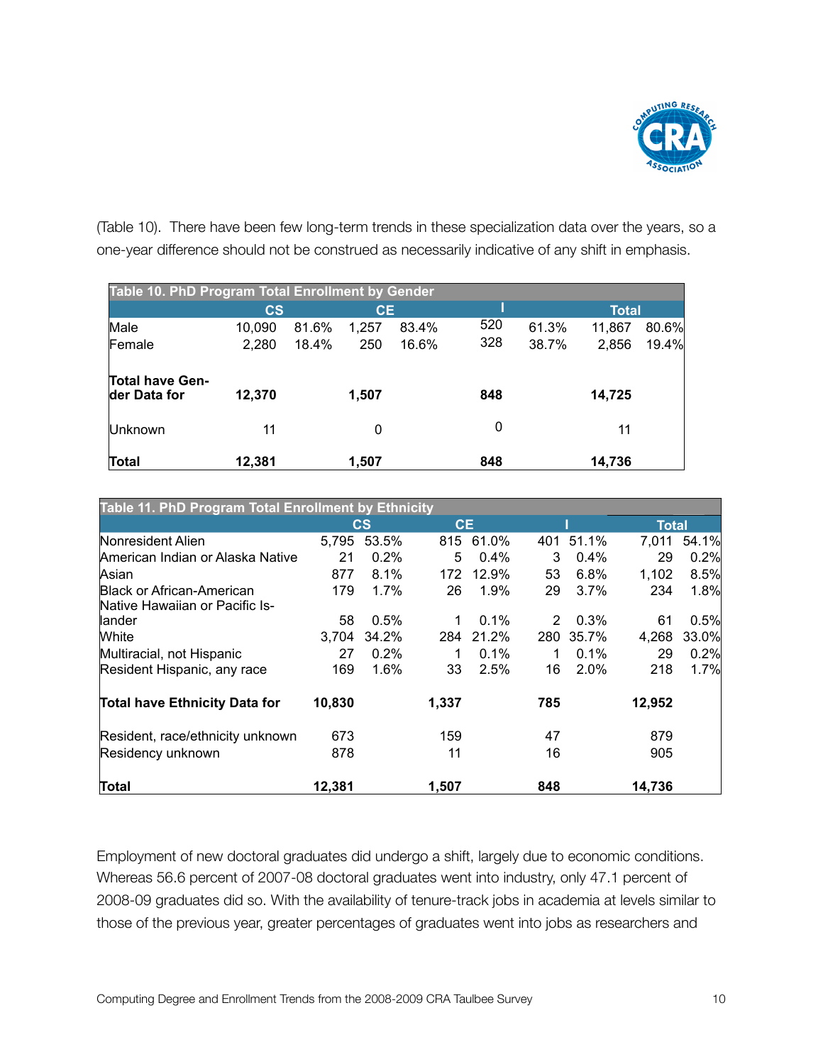(Table 10). There have been few long-term trends in these specialization data over the years, so a one-year difference should not be construed as necessarily indicative of any shift in emphasis.

**Table 10. PhD Program Total Enrollment by Gender**

| | CS | | CE | | I | | Total | |
|---|---|---|---|---|---|---|---|---|
| Male | 10,090 | 81.6% | 1,257 | 83.4% | 520 | 61.3% | 11,867 | 80.6% |
| Female | 2,280 | 18.4% | 250 | 16.6% | 328 | 38.7% | 2,856 | 19.4% |
| **Total have Gender Data for** | **12,370** | | **1,507** | | **848** | | **14,725** | |
| Unknown | 11 | | 0 | | 0 | | 11 | |
| **Total** | **12,381** | | **1,507** | | **848** | | **14,736** | |

**Table 11. PhD Program Total Enrollment by Ethnicity**

| | CS | | CE | | I | | Total | |
|---|---|---|---|---|---|---|---|---|
| Nonresident Alien | 5,795 | 53.5% | 815 | 61.0% | 401 | 51.1% | 7,011 | 54.1% |
| American Indian or Alaska Native | 21 | 0.2% | 5 | 0.4% | 3 | 0.4% | 29 | 0.2% |
| Asian | 877 | 8.1% | 172 | 12.9% | 53 | 6.8% | 1,102 | 8.5% |
| Black or African-American | 179 | 1.7% | 26 | 1.9% | 29 | 3.7% | 234 | 1.8% |
| Native Hawaiian or Pacific Islander | 58 | 0.5% | 1 | 0.1% | 2 | 0.3% | 61 | 0.5% |
| White | 3,704 | 34.2% | 284 | 21.2% | 280 | 35.7% | 4,268 | 33.0% |
| Multiracial, not Hispanic | 27 | 0.2% | 1 | 0.1% | 1 | 0.1% | 29 | 0.2% |
| Resident Hispanic, any race | 169 | 1.6% | 33 | 2.5% | 16 | 2.0% | 218 | 1.7% |
| **Total have Ethnicity Data for** | **10,830** | | **1,337** | | **785** | | **12,952** | |
| Resident, race/ethnicity unknown | 673 | | 159 | | 47 | | 879 | |
| Residency unknown | 878 | | 11 | | 16 | | 905 | |
| **Total** | **12,381** | | **1,507** | | **848** | | **14,736** | |

Employment of new doctoral graduates did undergo a shift, largely due to economic conditions. Whereas 56.6 percent of 2007-08 doctoral graduates went into industry, only 47.1 percent of 2008-09 graduates did so. With the availability of tenure-track jobs in academia at levels similar to those of the previous year, greater percentages of graduates went into jobs as researchers and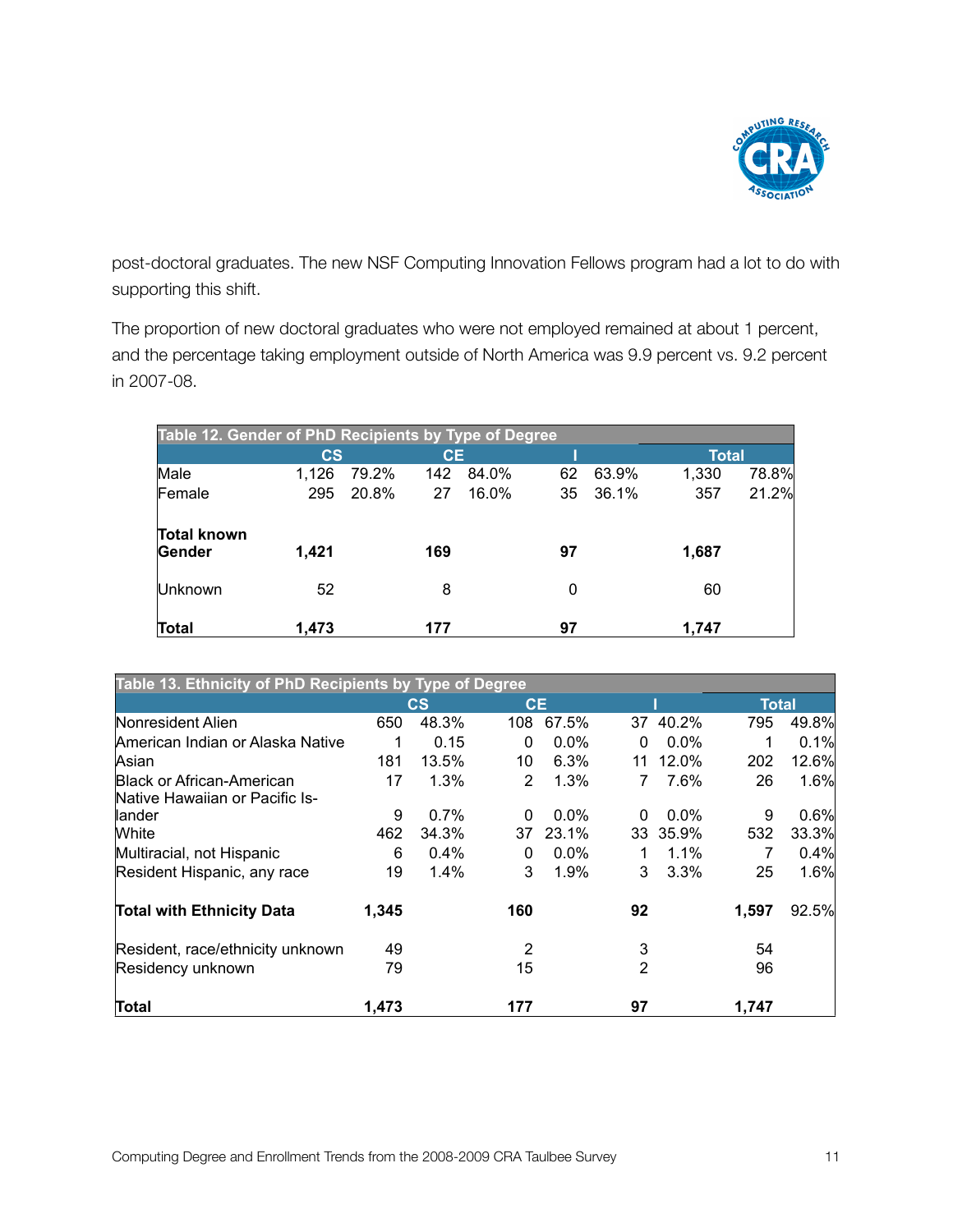post-doctoral graduates. The new NSF Computing Innovation Fellows program had a lot to do with supporting this shift.

The proportion of new doctoral graduates who were not employed remained at about 1 percent, and the percentage taking employment outside of North America was 9.9 percent vs. 9.2 percent in 2007-08.

| Table 12. Gender of PhD Recipients by Type of Degree | | | | | | | | |
|---|---|---|---|---|---|---|---|---|
| | CS | | CE | | I | | Total | |
| Male | 1,126 | 79.2% | 142 | 84.0% | 62 | 63.9% | 1,330 | 78.8% |
| Female | 295 | 20.8% | 27 | 16.0% | 35 | 36.1% | 357 | 21.2% |
| **Total known Gender** | **1,421** | | **169** | | **97** | | **1,687** | |
| Unknown | 52 | | 8 | | 0 | | 60 | |
| **Total** | **1,473** | | **177** | | **97** | | **1,747** | |

| Table 13. Ethnicity of PhD Recipients by Type of Degree | | | | | | | | |
|---|---|---|---|---|---|---|---|---|
| | CS | | CE | | I | | Total | |
| Nonresident Alien | 650 | 48.3% | 108 | 67.5% | 37 | 40.2% | 795 | 49.8% |
| American Indian or Alaska Native | 1 | 0.15 | 0 | 0.0% | 0 | 0.0% | 1 | 0.1% |
| Asian | 181 | 13.5% | 10 | 6.3% | 11 | 12.0% | 202 | 12.6% |
| Black or African-American | 17 | 1.3% | 2 | 1.3% | 7 | 7.6% | 26 | 1.6% |
| Native Hawaiian or Pacific Islander | 9 | 0.7% | 0 | 0.0% | 0 | 0.0% | 9 | 0.6% |
| White | 462 | 34.3% | 37 | 23.1% | 33 | 35.9% | 532 | 33.3% |
| Multiracial, not Hispanic | 6 | 0.4% | 0 | 0.0% | 1 | 1.1% | 7 | 0.4% |
| Resident Hispanic, any race | 19 | 1.4% | 3 | 1.9% | 3 | 3.3% | 25 | 1.6% |
| **Total with Ethnicity Data** | **1,345** | | **160** | | **92** | | **1,597** | 92.5% |
| Resident, race/ethnicity unknown | 49 | | 2 | | 3 | | 54 | |
| Residency unknown | 79 | | 15 | | 2 | | 96 | |
| **Total** | **1,473** | | **177** | | **97** | | **1,747** | |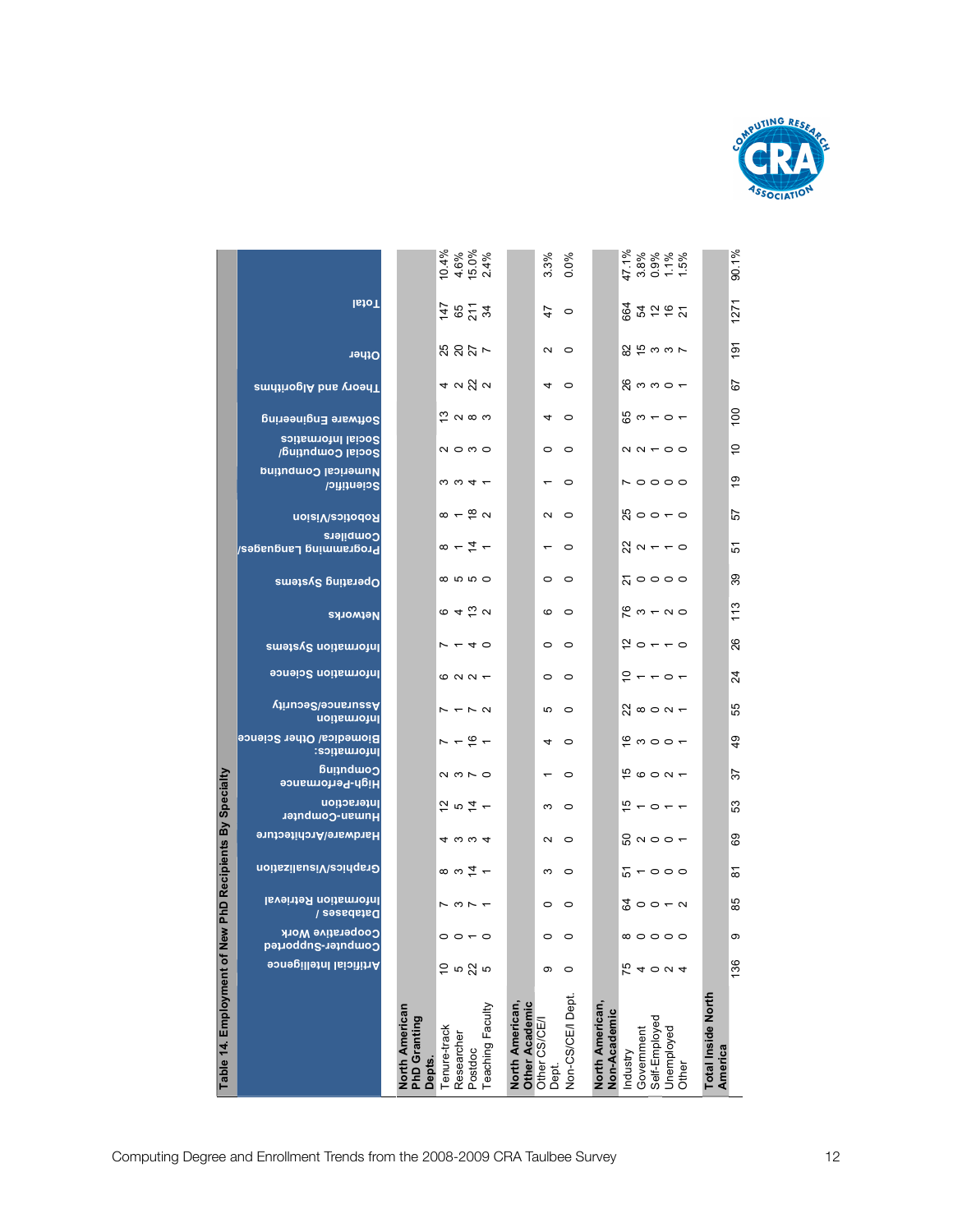## Table 14. Employment of New PhD Recipients By Specialty

| | Artificial Intelligence | Computer-Supported Cooperative Work | Databases / Information Retrieval | Graphics/Visualization | Hardware/Architecture | Human-Computer Interaction | High-Performance Computing | Informatics: Biomedical/ Other Science | Information Assurance/Security | Information Science | Information Systems | Networks | Operating Systems | Programming Languages/ Compilers | Robotics/Vision | Scientific/ Numerical Computing | Social Computing/ Social Informatics | Software Engineering | Theory and Algorithms | Other | Total | |
|---|---|---|---|---|---|---|---|---|---|---|---|---|---|---|---|---|---|---|---|---|---|---|
| **North American PhD Granting Depts.** | | | | | | | | | | | | | | | | | | | | | | |
| Tenure-track | 10 | 0 | 7 | 8 | 4 | 12 | 2 | 7 | 7 | 6 | 7 | 6 | 8 | 8 | 8 | 3 | 2 | 13 | 4 | 25 | 147 | 10.4% |
| Researcher | 5 | 0 | 3 | 3 | 3 | 5 | 3 | 1 | 1 | 2 | 1 | 4 | 5 | 1 | 1 | 3 | 0 | 2 | 2 | 20 | 65 | 4.6% |
| Postdoc | 22 | 1 | 7 | 14 | 3 | 14 | 7 | 16 | 7 | 2 | 4 | 13 | 5 | 14 | 18 | 4 | 3 | 8 | 22 | 27 | 211 | 15.0% |
| Teaching Faculty | 5 | 0 | 1 | 1 | 4 | 1 | 0 | 1 | 2 | 1 | 0 | 2 | 0 | 1 | 2 | 1 | 0 | 3 | 2 | 7 | 34 | 2.4% |
| **North American, Other Academic** | | | | | | | | | | | | | | | | | | | | | | |
| Other CS/CE/I Dept. | 9 | 0 | 0 | 3 | 2 | 3 | 1 | 4 | 5 | 0 | 0 | 6 | 0 | 1 | 2 | 1 | 0 | 4 | 4 | 2 | 47 | 3.3% |
| Non-CS/CE/I Dept. | 0 | 0 | 0 | 0 | 0 | 0 | 0 | 0 | 0 | 0 | 0 | 0 | 0 | 0 | 0 | 0 | 0 | 0 | 0 | 0 | 0 | 0.0% |
| **North American, Non-Academic** | | | | | | | | | | | | | | | | | | | | | | |
| Industry | 75 | 8 | 64 | 51 | 50 | 15 | 15 | 16 | 22 | 10 | 12 | 76 | 21 | 22 | 25 | 7 | 2 | 65 | 26 | 82 | 664 | 47.1% |
| Government | 4 | 0 | 0 | 1 | 2 | 1 | 6 | 3 | 8 | 1 | 0 | 3 | 0 | 2 | 0 | 0 | 2 | 3 | 3 | 15 | 54 | 3.8% |
| Self-Employed | 0 | 0 | 0 | 0 | 0 | 0 | 0 | 0 | 0 | 1 | 1 | 1 | 0 | 1 | 0 | 0 | 1 | 1 | 3 | 3 | 12 | 0.9% |
| Unemployed | 2 | 0 | 1 | 0 | 0 | 1 | 2 | 0 | 2 | 0 | 1 | 2 | 0 | 1 | 1 | 0 | 0 | 0 | 0 | 3 | 16 | 1.1% |
| Other | 4 | 0 | 2 | 0 | 1 | 1 | 1 | 1 | 1 | 1 | 0 | 0 | 0 | 0 | 0 | 0 | 0 | 1 | 1 | 7 | 21 | 1.5% |
| **Total Inside North America** | 136 | 9 | 85 | 81 | 69 | 53 | 37 | 49 | 55 | 24 | 26 | 113 | 39 | 51 | 57 | 19 | 10 | 100 | 67 | 191 | 1271 | 90.1% |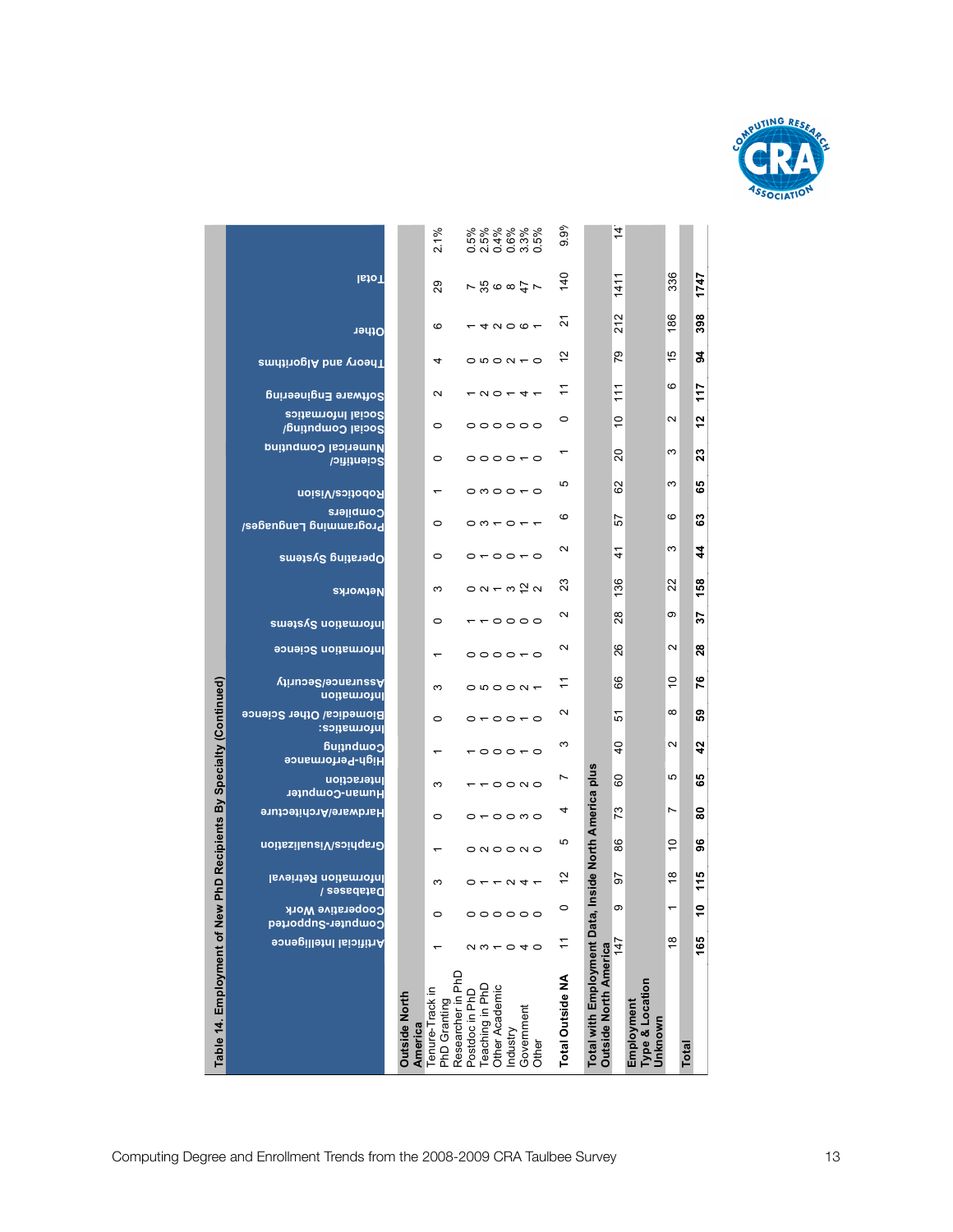## Table 14. Employment of New PhD Recipients By Specialty (Continued)

| | Artificial Intelligence | Computer-Supported Cooperative Work | Databases / Information Retrieval | Graphics/Visualization | Hardware/Architecture | Human-Computer Interaction | High-Performance Computing | Informatics: Biomedical/ Other Science | Information Assurance/Security | Information Science | Information Systems | Networks | Operating Systems | Programming Languages/ Compilers | Robotics/Vision | Scientific/ Numerical Computing | Social Computing/ Social Informatics | Software Engineering | Theory and Algorithms | Other | Total | |
|---|---|---|---|---|---|---|---|---|---|---|---|---|---|---|---|---|---|---|---|---|---|---|
| **Outside North America** | | | | | | | | | | | | | | | | | | | | | | |
| Tenure-Track in PhD Granting | 1 | 0 | 3 | 1 | 0 | 3 | 1 | 0 | 3 | 1 | 0 | 3 | 0 | 0 | 1 | 0 | 0 | 2 | 4 | 6 | 29 | 2.1% |
| Researcher in PhD | 2 | 0 | 0 | 0 | 0 | 1 | 1 | 0 | 0 | 0 | 1 | 0 | 0 | 0 | 0 | 0 | 0 | 1 | 0 | 1 | 7 | 0.5% |
| Postdoc in PhD | 3 | 0 | 1 | 2 | 1 | 1 | 0 | 1 | 5 | 0 | 1 | 2 | 1 | 3 | 3 | 0 | 0 | 2 | 5 | 4 | 35 | 2.5% |
| Teaching in PhD | 1 | 0 | 1 | 0 | 0 | 0 | 0 | 0 | 0 | 0 | 0 | 1 | 0 | 1 | 0 | 0 | 0 | 0 | 0 | 2 | 6 | 0.4% |
| Other Academic | 0 | 0 | 2 | 0 | 0 | 0 | 0 | 0 | 0 | 0 | 0 | 3 | 0 | 0 | 0 | 0 | 0 | 1 | 2 | 0 | 8 | 0.6% |
| Industry | 4 | 0 | 4 | 2 | 3 | 2 | 1 | 1 | 2 | 1 | 0 | 12 | 1 | 1 | 1 | 1 | 0 | 4 | 1 | 6 | 47 | 3.3% |
| Government | 0 | 0 | 1 | 0 | 0 | 0 | 0 | 0 | 1 | 0 | 0 | 2 | 0 | 1 | 0 | 0 | 0 | 1 | 0 | 1 | 7 | 0.5% |
| Other | | | | | | | | | | | | | | | | | | | | | | |
| **Total Outside NA** | 11 | 0 | 12 | 5 | 4 | 7 | 3 | 2 | 11 | 2 | 2 | 23 | 2 | 6 | 5 | 1 | 0 | 11 | 12 | 21 | 140 | 9.9% |
| **Total with Employment Data, Inside North America plus Outside North America** | 147 | 9 | 97 | 86 | 73 | 60 | 40 | 51 | 66 | 26 | 28 | 136 | 41 | 57 | 62 | 20 | 10 | 111 | 79 | 212 | 1411 | 14 |
| **Employment Type & Location Unknown** | 18 | 1 | 18 | 10 | 7 | 5 | 2 | 8 | 10 | 2 | 9 | 22 | 3 | 6 | 3 | 3 | 2 | 6 | 15 | 186 | 336 | |
| **Total** | **165** | **10** | **115** | **96** | **80** | **65** | **42** | **59** | **76** | **28** | **37** | **158** | **44** | **63** | **65** | **23** | **12** | **117** | **94** | **398** | **1747** | |

Computing Degree and Enrollment Trends from the 2008-2009 CRA Taulbee Survey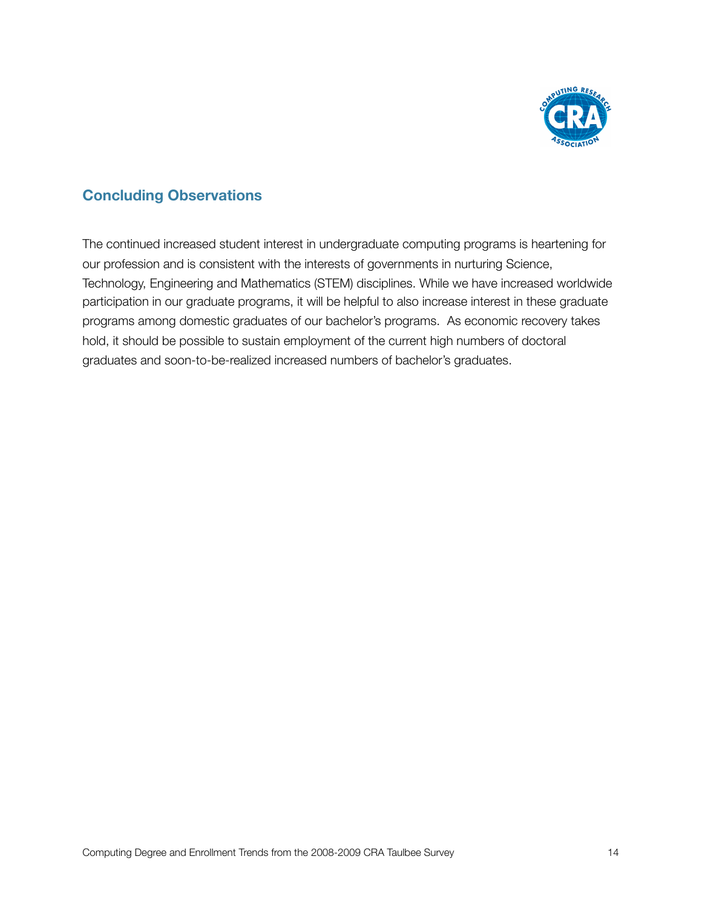## Concluding Observations

The continued increased student interest in undergraduate computing programs is heartening for our profession and is consistent with the interests of governments in nurturing Science, Technology, Engineering and Mathematics (STEM) disciplines. While we have increased worldwide participation in our graduate programs, it will be helpful to also increase interest in these graduate programs among domestic graduates of our bachelor's programs. As economic recovery takes hold, it should be possible to sustain employment of the current high numbers of doctoral graduates and soon-to-be-realized increased numbers of bachelor's graduates.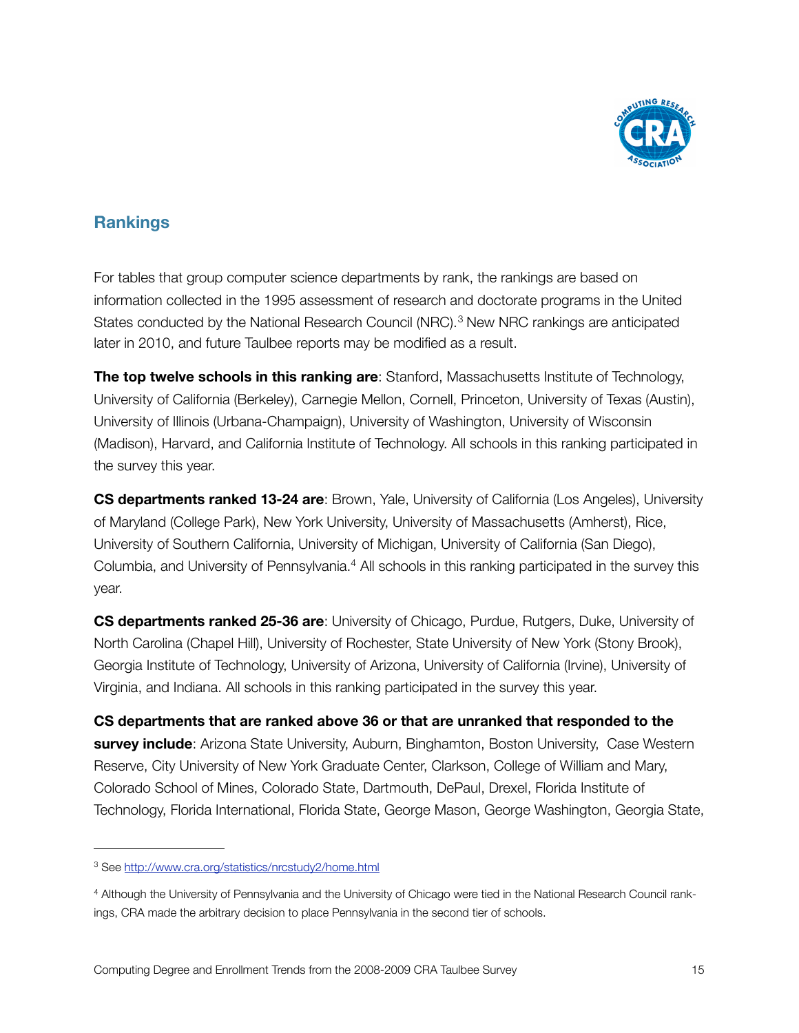## Rankings

For tables that group computer science departments by rank, the rankings are based on information collected in the 1995 assessment of research and doctorate programs in the United States conducted by the National Research Council (NRC).[3] New NRC rankings are anticipated later in 2010, and future Taulbee reports may be modified as a result.

**The top twelve schools in this ranking are**: Stanford, Massachusetts Institute of Technology, University of California (Berkeley), Carnegie Mellon, Cornell, Princeton, University of Texas (Austin), University of Illinois (Urbana-Champaign), University of Washington, University of Wisconsin (Madison), Harvard, and California Institute of Technology. All schools in this ranking participated in the survey this year.

**CS departments ranked 13-24 are**: Brown, Yale, University of California (Los Angeles), University of Maryland (College Park), New York University, University of Massachusetts (Amherst), Rice, University of Southern California, University of Michigan, University of California (San Diego), Columbia, and University of Pennsylvania.[4] All schools in this ranking participated in the survey this year.

**CS departments ranked 25-36 are**: University of Chicago, Purdue, Rutgers, Duke, University of North Carolina (Chapel Hill), University of Rochester, State University of New York (Stony Brook), Georgia Institute of Technology, University of Arizona, University of California (Irvine), University of Virginia, and Indiana. All schools in this ranking participated in the survey this year.

**CS departments that are ranked above 36 or that are unranked that responded to the survey include**: Arizona State University, Auburn, Binghamton, Boston University, Case Western Reserve, City University of New York Graduate Center, Clarkson, College of William and Mary, Colorado School of Mines, Colorado State, Dartmouth, DePaul, Drexel, Florida Institute of Technology, Florida International, Florida State, George Mason, George Washington, Georgia State,

---

[3] See http://www.cra.org/statistics/nrcstudy2/home.html

[4] Although the University of Pennsylvania and the University of Chicago were tied in the National Research Council rankings, CRA made the arbitrary decision to place Pennsylvania in the second tier of schools.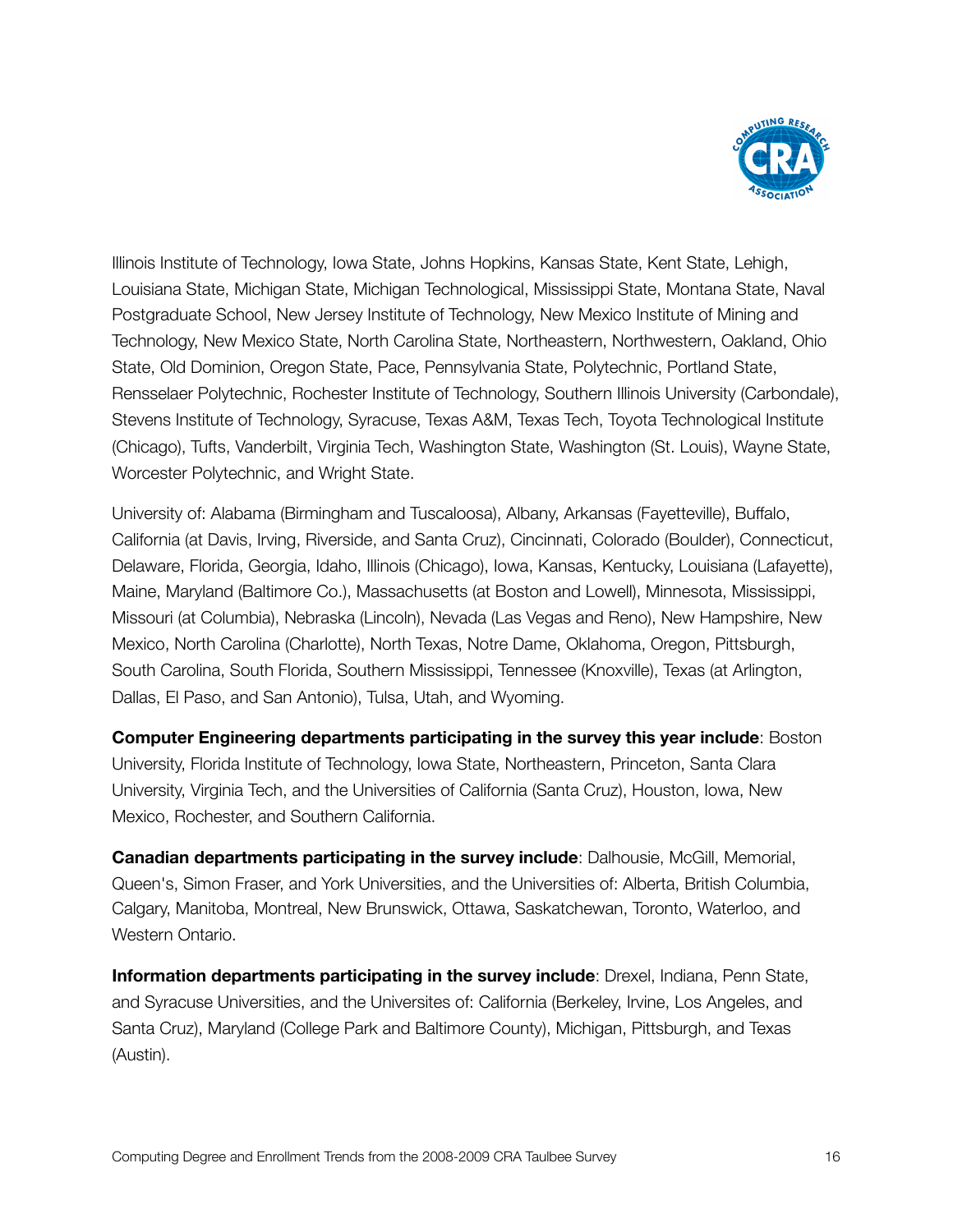Illinois Institute of Technology, Iowa State, Johns Hopkins, Kansas State, Kent State, Lehigh, Louisiana State, Michigan State, Michigan Technological, Mississippi State, Montana State, Naval Postgraduate School, New Jersey Institute of Technology, New Mexico Institute of Mining and Technology, New Mexico State, North Carolina State, Northeastern, Northwestern, Oakland, Ohio State, Old Dominion, Oregon State, Pace, Pennsylvania State, Polytechnic, Portland State, Rensselaer Polytechnic, Rochester Institute of Technology, Southern Illinois University (Carbondale), Stevens Institute of Technology, Syracuse, Texas A&M, Texas Tech, Toyota Technological Institute (Chicago), Tufts, Vanderbilt, Virginia Tech, Washington State, Washington (St. Louis), Wayne State, Worcester Polytechnic, and Wright State.

University of: Alabama (Birmingham and Tuscaloosa), Albany, Arkansas (Fayetteville), Buffalo, California (at Davis, Irving, Riverside, and Santa Cruz), Cincinnati, Colorado (Boulder), Connecticut, Delaware, Florida, Georgia, Idaho, Illinois (Chicago), Iowa, Kansas, Kentucky, Louisiana (Lafayette), Maine, Maryland (Baltimore Co.), Massachusetts (at Boston and Lowell), Minnesota, Mississippi, Missouri (at Columbia), Nebraska (Lincoln), Nevada (Las Vegas and Reno), New Hampshire, New Mexico, North Carolina (Charlotte), North Texas, Notre Dame, Oklahoma, Oregon, Pittsburgh, South Carolina, South Florida, Southern Mississippi, Tennessee (Knoxville), Texas (at Arlington, Dallas, El Paso, and San Antonio), Tulsa, Utah, and Wyoming.

**Computer Engineering departments participating in the survey this year include**: Boston University, Florida Institute of Technology, Iowa State, Northeastern, Princeton, Santa Clara University, Virginia Tech, and the Universities of California (Santa Cruz), Houston, Iowa, New Mexico, Rochester, and Southern California.

**Canadian departments participating in the survey include**: Dalhousie, McGill, Memorial, Queen's, Simon Fraser, and York Universities, and the Universities of: Alberta, British Columbia, Calgary, Manitoba, Montreal, New Brunswick, Ottawa, Saskatchewan, Toronto, Waterloo, and Western Ontario.

**Information departments participating in the survey include**: Drexel, Indiana, Penn State, and Syracuse Universities, and the Universites of: California (Berkeley, Irvine, Los Angeles, and Santa Cruz), Maryland (College Park and Baltimore County), Michigan, Pittsburgh, and Texas (Austin).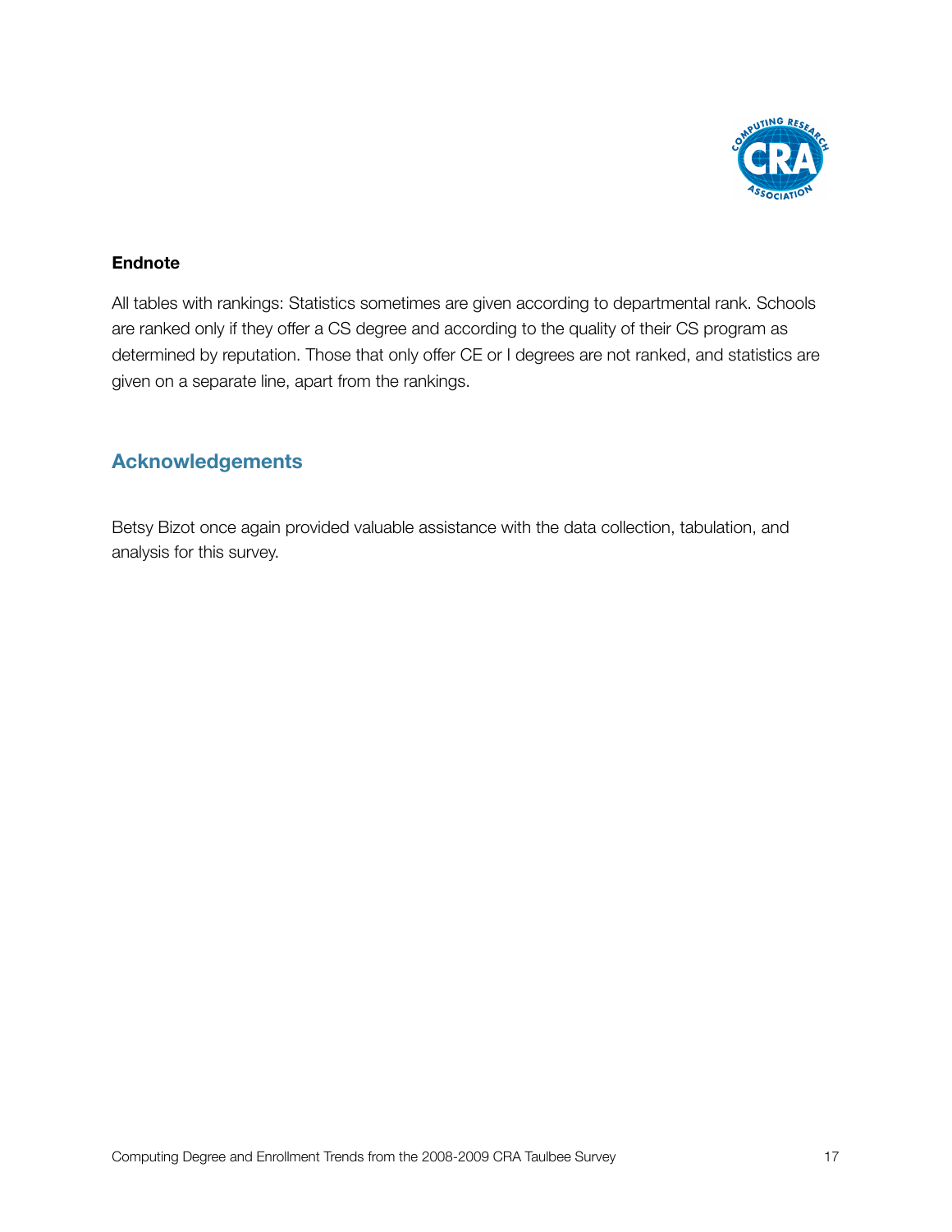**Endnote**

All tables with rankings: Statistics sometimes are given according to departmental rank. Schools are ranked only if they offer a CS degree and according to the quality of their CS program as determined by reputation. Those that only offer CE or I degrees are not ranked, and statistics are given on a separate line, apart from the rankings.

## Acknowledgements

Betsy Bizot once again provided valuable assistance with the data collection, tabulation, and analysis for this survey.